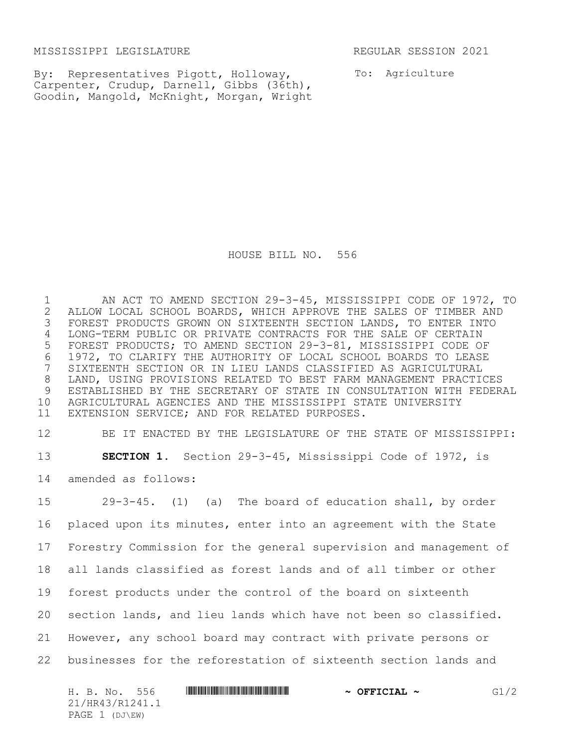MISSISSIPPI LEGISLATURE REGULAR SESSION 2021

By: Representatives Pigott, Holloway, Carpenter, Crudup, Darnell, Gibbs (36th), Goodin, Mangold, McKnight, Morgan, Wright

To: Agriculture

# HOUSE BILL NO. 556

AN ACT TO AMEND SECTION 29-3-45, MISSISSIPPI CODE OF 1972, TO ALLOW LOCAL SCHOOL BOARDS, WHICH APPROVE THE SALES OF TIMBER AND FOREST PRODUCTS GROWN ON SIXTEENTH SECTION LANDS, TO ENTER INTO LONG-TERM PUBLIC OR PRIVATE CONTRACTS FOR THE SALE OF CERTAIN FOREST PRODUCTS; TO AMEND SECTION 29-3-81, MISSISSIPPI CODE OF 1972, TO CLARIFY THE AUTHORITY OF LOCAL SCHOOL BOARDS TO LEASE SIXTEENTH SECTION OR IN LIEU LANDS CLASSIFIED AS AGRICULTURAL LAND, USING PROVISIONS RELATED TO BEST FARM MANAGEMENT PRACTICES ESTABLISHED BY THE SECRETARY OF STATE IN CONSULTATION WITH FEDERAL AGRICULTURAL AGENCIES AND THE MISSISSIPPI STATE UNIVERSITY EXTENSION SERVICE; AND FOR RELATED PURPOSES.

BE IT ENACTED BY THE LEGISLATURE OF THE STATE OF MISSISSIPPI:

**SECTION 1.** Section 29-3-45, Mississippi Code of 1972, is amended as follows:

29-3-45. (1) (a) The board of education shall, by order placed upon its minutes, enter into an agreement with the State Forestry Commission for the general supervision and management of all lands classified as forest lands and of all timber or other forest products under the control of the board on sixteenth section lands, and lieu lands which have not been so classified. However, any school board may contract with private persons or businesses for the reforestation of sixteenth section lands and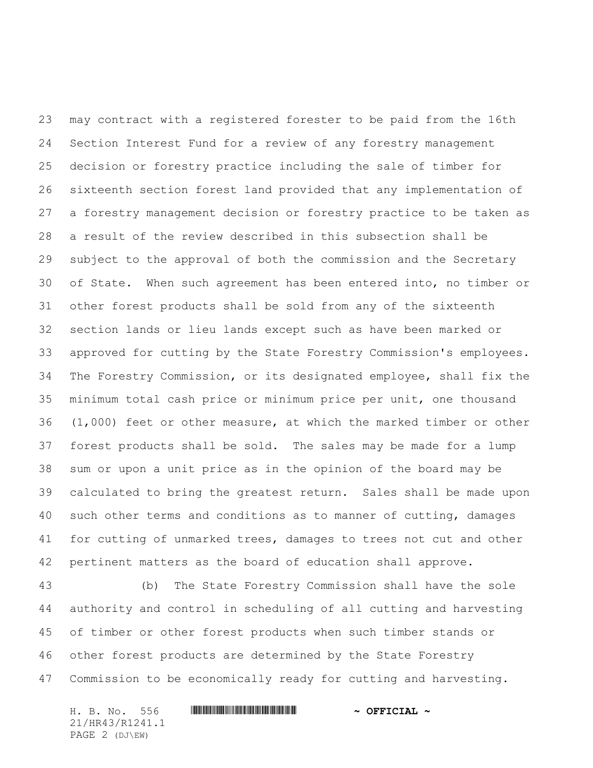may contract with a registered forester to be paid from the 16th Section Interest Fund for a review of any forestry management decision or forestry practice including the sale of timber for sixteenth section forest land provided that any implementation of a forestry management decision or forestry practice to be taken as a result of the review described in this subsection shall be subject to the approval of both the commission and the Secretary of State. When such agreement has been entered into, no timber or other forest products shall be sold from any of the sixteenth section lands or lieu lands except such as have been marked or approved for cutting by the State Forestry Commission's employees. The Forestry Commission, or its designated employee, shall fix the minimum total cash price or minimum price per unit, one thousand (1,000) feet or other measure, at which the marked timber or other forest products shall be sold. The sales may be made for a lump sum or upon a unit price as in the opinion of the board may be calculated to bring the greatest return. Sales shall be made upon such other terms and conditions as to manner of cutting, damages for cutting of unmarked trees, damages to trees not cut and other pertinent matters as the board of education shall approve.

(b) The State Forestry Commission shall have the sole authority and control in scheduling of all cutting and harvesting of timber or other forest products when such timber stands or other forest products are determined by the State Forestry Commission to be economically ready for cutting and harvesting.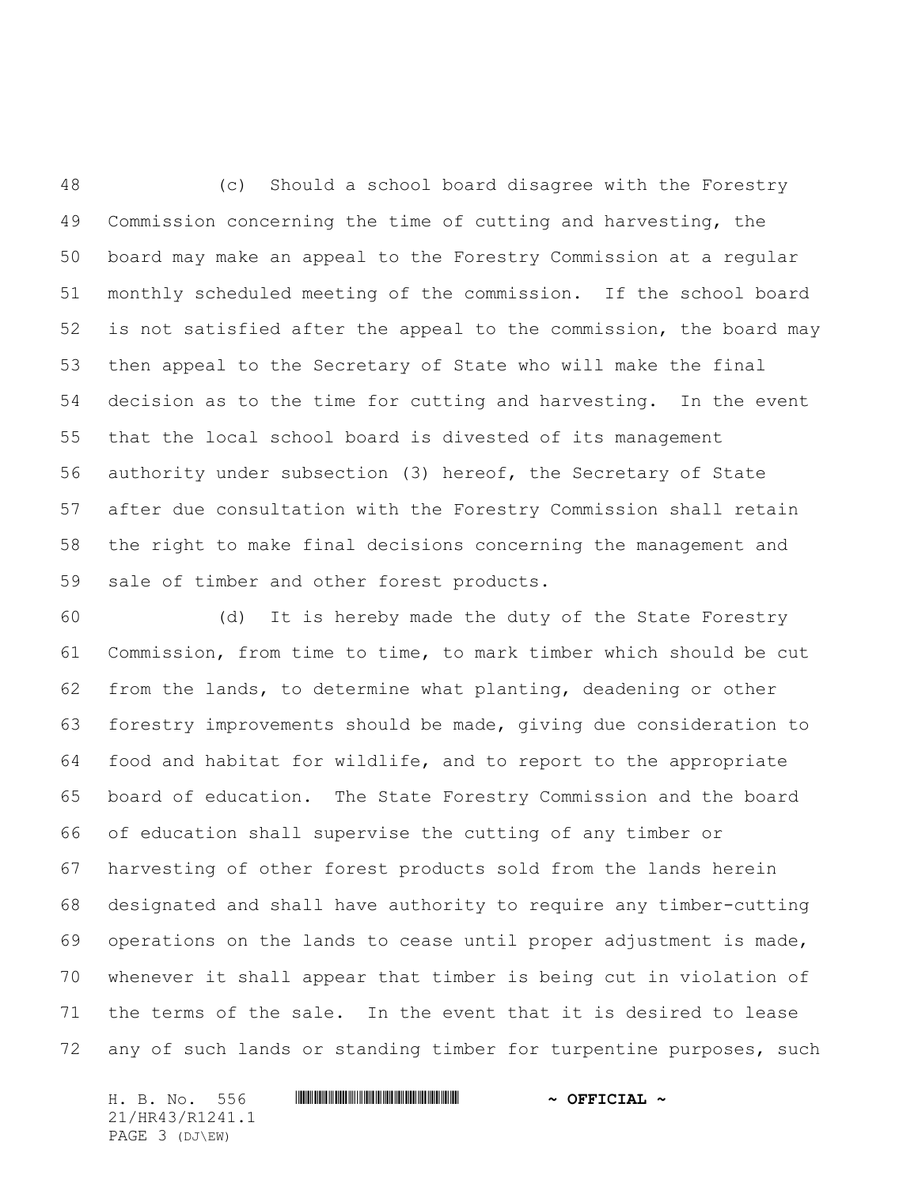(c) Should a school board disagree with the Forestry Commission concerning the time of cutting and harvesting, the board may make an appeal to the Forestry Commission at a regular monthly scheduled meeting of the commission. If the school board is not satisfied after the appeal to the commission, the board may then appeal to the Secretary of State who will make the final decision as to the time for cutting and harvesting. In the event that the local school board is divested of its management authority under subsection (3) hereof, the Secretary of State after due consultation with the Forestry Commission shall retain the right to make final decisions concerning the management and sale of timber and other forest products.

(d) It is hereby made the duty of the State Forestry Commission, from time to time, to mark timber which should be cut from the lands, to determine what planting, deadening or other forestry improvements should be made, giving due consideration to food and habitat for wildlife, and to report to the appropriate board of education. The State Forestry Commission and the board of education shall supervise the cutting of any timber or harvesting of other forest products sold from the lands herein designated and shall have authority to require any timber-cutting operations on the lands to cease until proper adjustment is made, whenever it shall appear that timber is being cut in violation of the terms of the sale. In the event that it is desired to lease any of such lands or standing timber for turpentine purposes, such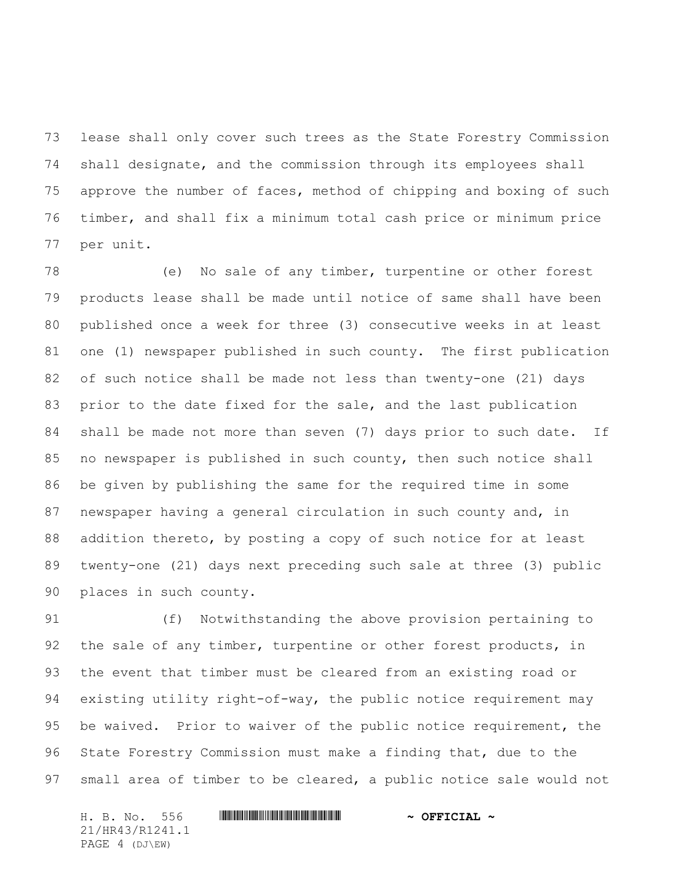lease shall only cover such trees as the State Forestry Commission shall designate, and the commission through its employees shall approve the number of faces, method of chipping and boxing of such timber, and shall fix a minimum total cash price or minimum price per unit.

(e) No sale of any timber, turpentine or other forest products lease shall be made until notice of same shall have been published once a week for three (3) consecutive weeks in at least one (1) newspaper published in such county. The first publication of such notice shall be made not less than twenty-one (21) days prior to the date fixed for the sale, and the last publication shall be made not more than seven (7) days prior to such date. If no newspaper is published in such county, then such notice shall be given by publishing the same for the required time in some newspaper having a general circulation in such county and, in addition thereto, by posting a copy of such notice for at least twenty-one (21) days next preceding such sale at three (3) public places in such county.

(f) Notwithstanding the above provision pertaining to the sale of any timber, turpentine or other forest products, in the event that timber must be cleared from an existing road or existing utility right-of-way, the public notice requirement may be waived. Prior to waiver of the public notice requirement, the State Forestry Commission must make a finding that, due to the small area of timber to be cleared, a public notice sale would not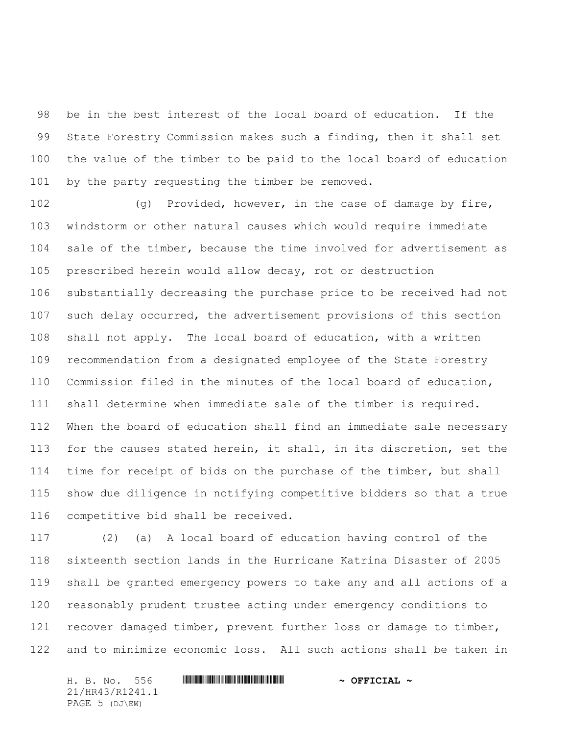be in the best interest of the local board of education. If the State Forestry Commission makes such a finding, then it shall set the value of the timber to be paid to the local board of education by the party requesting the timber be removed.

(g) Provided, however, in the case of damage by fire, windstorm or other natural causes which would require immediate sale of the timber, because the time involved for advertisement as prescribed herein would allow decay, rot or destruction substantially decreasing the purchase price to be received had not such delay occurred, the advertisement provisions of this section shall not apply. The local board of education, with a written recommendation from a designated employee of the State Forestry Commission filed in the minutes of the local board of education, shall determine when immediate sale of the timber is required. When the board of education shall find an immediate sale necessary for the causes stated herein, it shall, in its discretion, set the time for receipt of bids on the purchase of the timber, but shall show due diligence in notifying competitive bidders so that a true competitive bid shall be received.

(2) (a) A local board of education having control of the sixteenth section lands in the Hurricane Katrina Disaster of 2005 shall be granted emergency powers to take any and all actions of a reasonably prudent trustee acting under emergency conditions to recover damaged timber, prevent further loss or damage to timber, and to minimize economic loss. All such actions shall be taken in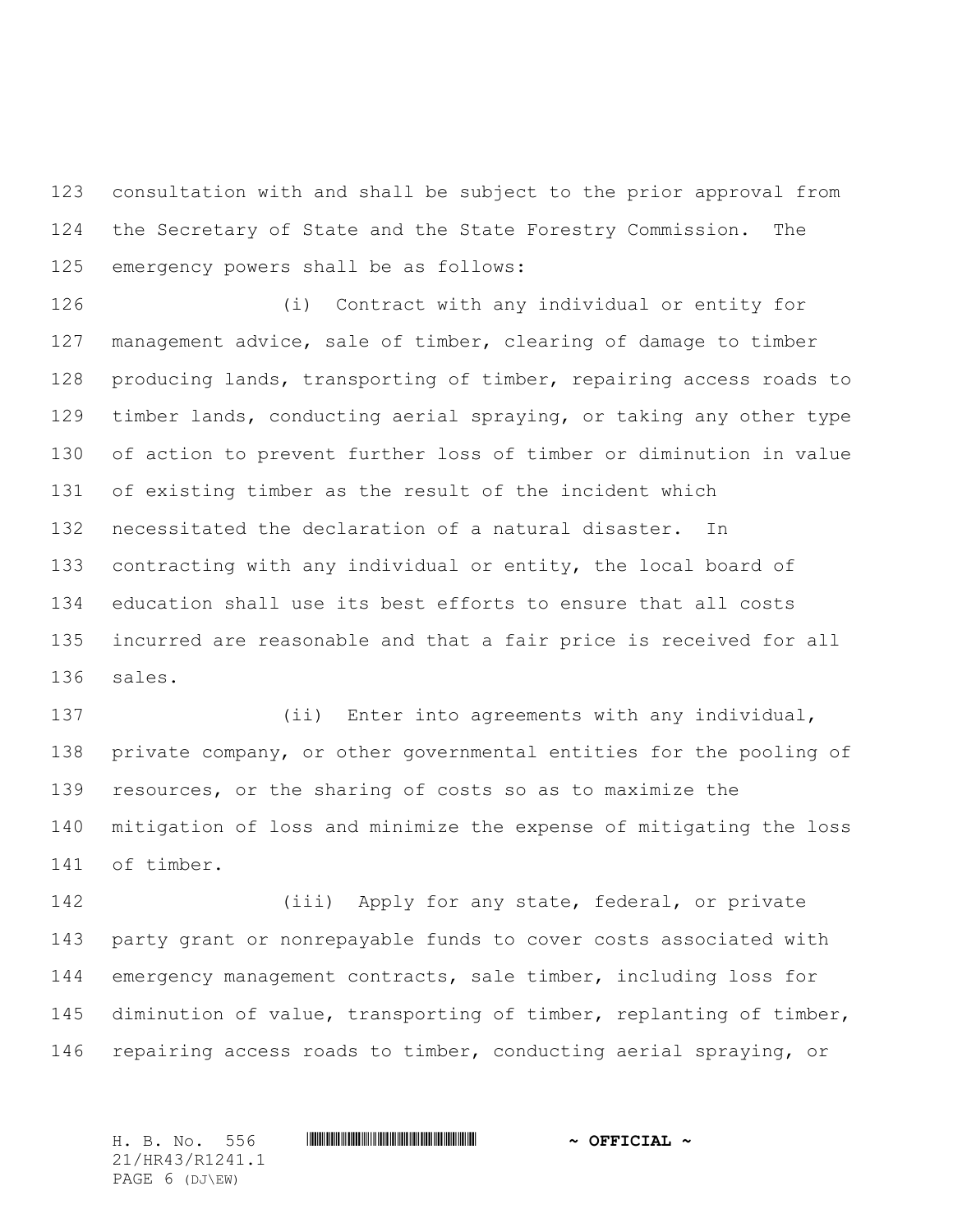consultation with and shall be subject to the prior approval from the Secretary of State and the State Forestry Commission. The emergency powers shall be as follows:

(i) Contract with any individual or entity for management advice, sale of timber, clearing of damage to timber producing lands, transporting of timber, repairing access roads to timber lands, conducting aerial spraying, or taking any other type of action to prevent further loss of timber or diminution in value of existing timber as the result of the incident which necessitated the declaration of a natural disaster. In contracting with any individual or entity, the local board of education shall use its best efforts to ensure that all costs incurred are reasonable and that a fair price is received for all sales.

(ii) Enter into agreements with any individual, private company, or other governmental entities for the pooling of resources, or the sharing of costs so as to maximize the mitigation of loss and minimize the expense of mitigating the loss of timber.

(iii) Apply for any state, federal, or private party grant or nonrepayable funds to cover costs associated with emergency management contracts, sale timber, including loss for diminution of value, transporting of timber, replanting of timber, repairing access roads to timber, conducting aerial spraying, or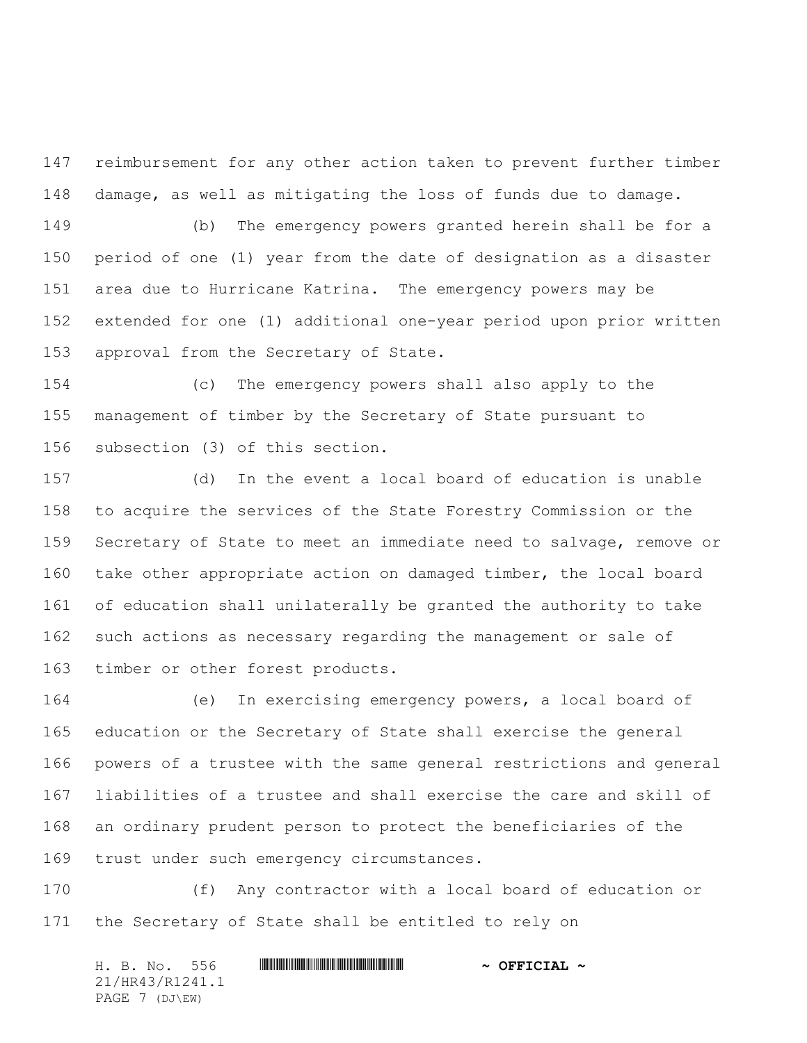reimbursement for any other action taken to prevent further timber damage, as well as mitigating the loss of funds due to damage.

(b) The emergency powers granted herein shall be for a period of one (1) year from the date of designation as a disaster area due to Hurricane Katrina. The emergency powers may be extended for one (1) additional one-year period upon prior written approval from the Secretary of State.

(c) The emergency powers shall also apply to the management of timber by the Secretary of State pursuant to subsection (3) of this section.

(d) In the event a local board of education is unable to acquire the services of the State Forestry Commission or the Secretary of State to meet an immediate need to salvage, remove or take other appropriate action on damaged timber, the local board of education shall unilaterally be granted the authority to take such actions as necessary regarding the management or sale of timber or other forest products.

(e) In exercising emergency powers, a local board of education or the Secretary of State shall exercise the general powers of a trustee with the same general restrictions and general liabilities of a trustee and shall exercise the care and skill of an ordinary prudent person to protect the beneficiaries of the trust under such emergency circumstances.

(f) Any contractor with a local board of education or the Secretary of State shall be entitled to rely on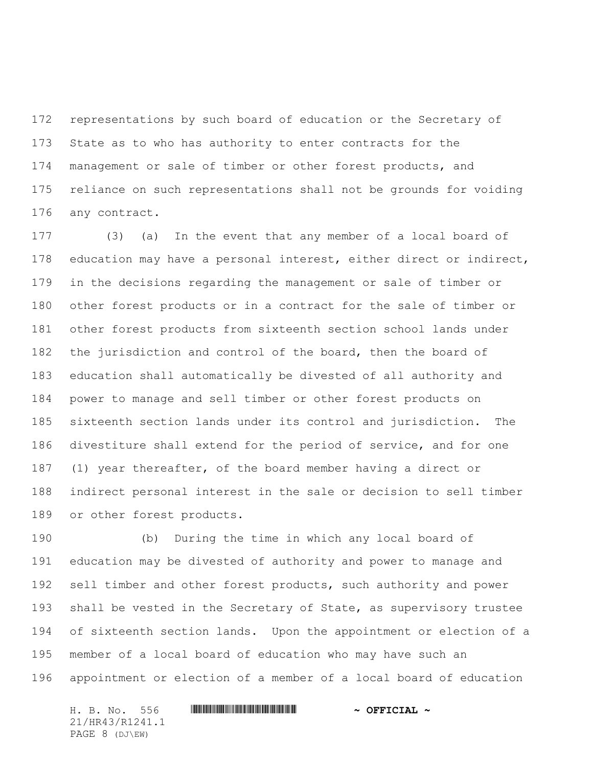representations by such board of education or the Secretary of State as to who has authority to enter contracts for the management or sale of timber or other forest products, and reliance on such representations shall not be grounds for voiding any contract.

(3) (a) In the event that any member of a local board of education may have a personal interest, either direct or indirect, in the decisions regarding the management or sale of timber or other forest products or in a contract for the sale of timber or other forest products from sixteenth section school lands under the jurisdiction and control of the board, then the board of education shall automatically be divested of all authority and power to manage and sell timber or other forest products on sixteenth section lands under its control and jurisdiction. The divestiture shall extend for the period of service, and for one (1) year thereafter, of the board member having a direct or indirect personal interest in the sale or decision to sell timber or other forest products.

(b) During the time in which any local board of education may be divested of authority and power to manage and sell timber and other forest products, such authority and power shall be vested in the Secretary of State, as supervisory trustee of sixteenth section lands. Upon the appointment or election of a member of a local board of education who may have such an appointment or election of a member of a local board of education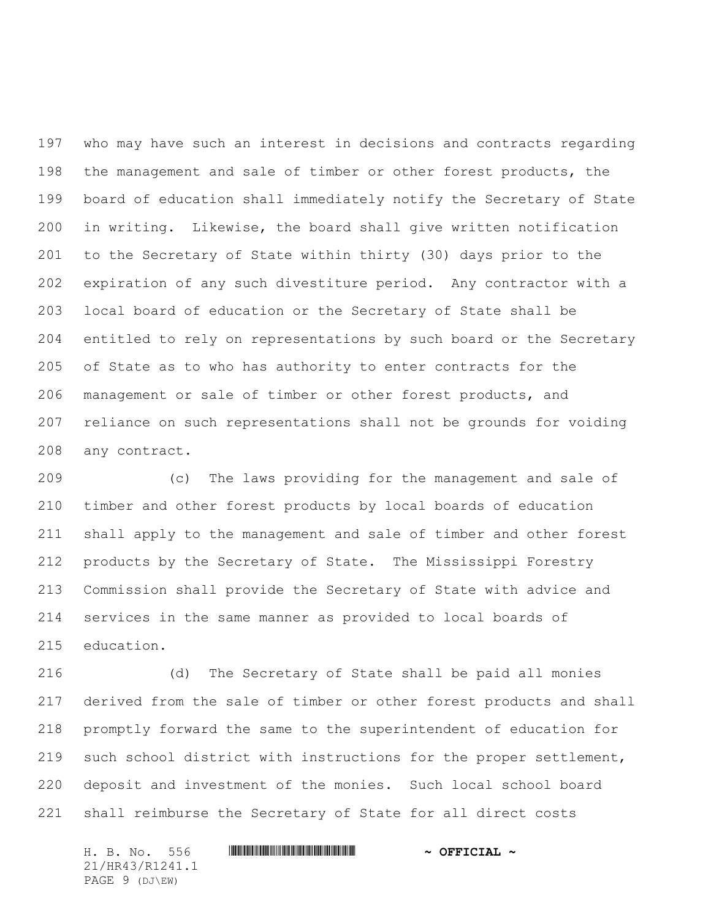who may have such an interest in decisions and contracts regarding the management and sale of timber or other forest products, the board of education shall immediately notify the Secretary of State in writing. Likewise, the board shall give written notification to the Secretary of State within thirty (30) days prior to the expiration of any such divestiture period. Any contractor with a local board of education or the Secretary of State shall be entitled to rely on representations by such board or the Secretary of State as to who has authority to enter contracts for the management or sale of timber or other forest products, and reliance on such representations shall not be grounds for voiding any contract.

(c) The laws providing for the management and sale of timber and other forest products by local boards of education shall apply to the management and sale of timber and other forest products by the Secretary of State. The Mississippi Forestry Commission shall provide the Secretary of State with advice and services in the same manner as provided to local boards of education.

(d) The Secretary of State shall be paid all monies derived from the sale of timber or other forest products and shall promptly forward the same to the superintendent of education for such school district with instructions for the proper settlement, deposit and investment of the monies. Such local school board shall reimburse the Secretary of State for all direct costs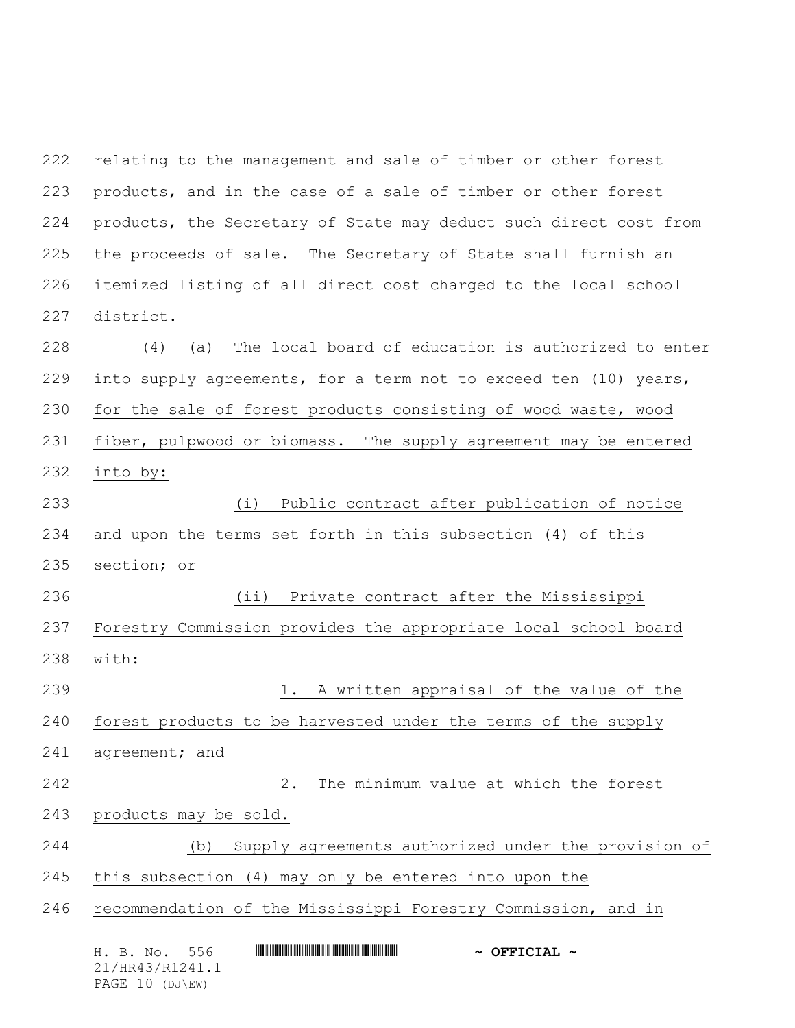relating to the management and sale of timber or other forest products, and in the case of a sale of timber or other forest products, the Secretary of State may deduct such direct cost from the proceeds of sale. The Secretary of State shall furnish an itemized listing of all direct cost charged to the local school district.

(4) (a) The local board of education is authorized to enter into supply agreements, for a term not to exceed ten (10) years, for the sale of forest products consisting of wood waste, wood fiber, pulpwood or biomass. The supply agreement may be entered into by:

(i) Public contract after publication of notice and upon the terms set forth in this subsection (4) of this section; or

(ii) Private contract after the Mississippi Forestry Commission provides the appropriate local school board with:

1. A written appraisal of the value of the forest products to be harvested under the terms of the supply agreement; and

2. The minimum value at which the forest products may be sold.

(b) Supply agreements authorized under the provision of this subsection (4) may only be entered into upon the recommendation of the Mississippi Forestry Commission, and in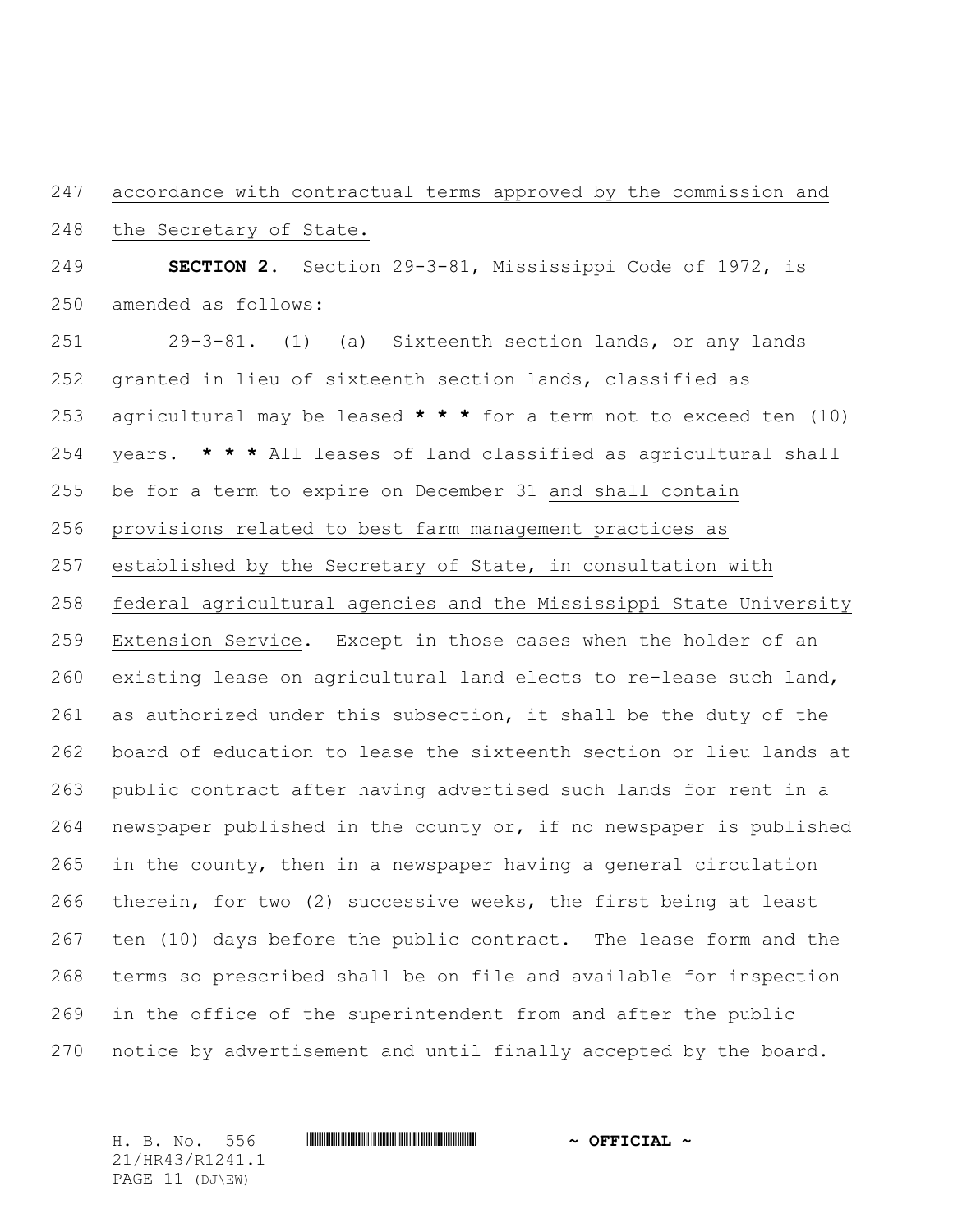accordance with contractual terms approved by the commission and the Secretary of State.

**SECTION 2.** Section 29-3-81, Mississippi Code of 1972, is amended as follows:

29-3-81. (1) (a) Sixteenth section lands, or any lands granted in lieu of sixteenth section lands, classified as agricultural may be leased *** for a term not to exceed ten (10) years. *** All leases of land classified as agricultural shall be for a term to expire on December 31 and shall contain provisions related to best farm management practices as established by the Secretary of State, in consultation with federal agricultural agencies and the Mississippi State University Extension Service. Except in those cases when the holder of an existing lease on agricultural land elects to re-lease such land, as authorized under this subsection, it shall be the duty of the board of education to lease the sixteenth section or lieu lands at public contract after having advertised such lands for rent in a newspaper published in the county or, if no newspaper is published in the county, then in a newspaper having a general circulation therein, for two (2) successive weeks, the first being at least ten (10) days before the public contract. The lease form and the terms so prescribed shall be on file and available for inspection in the office of the superintendent from and after the public notice by advertisement and until finally accepted by the board.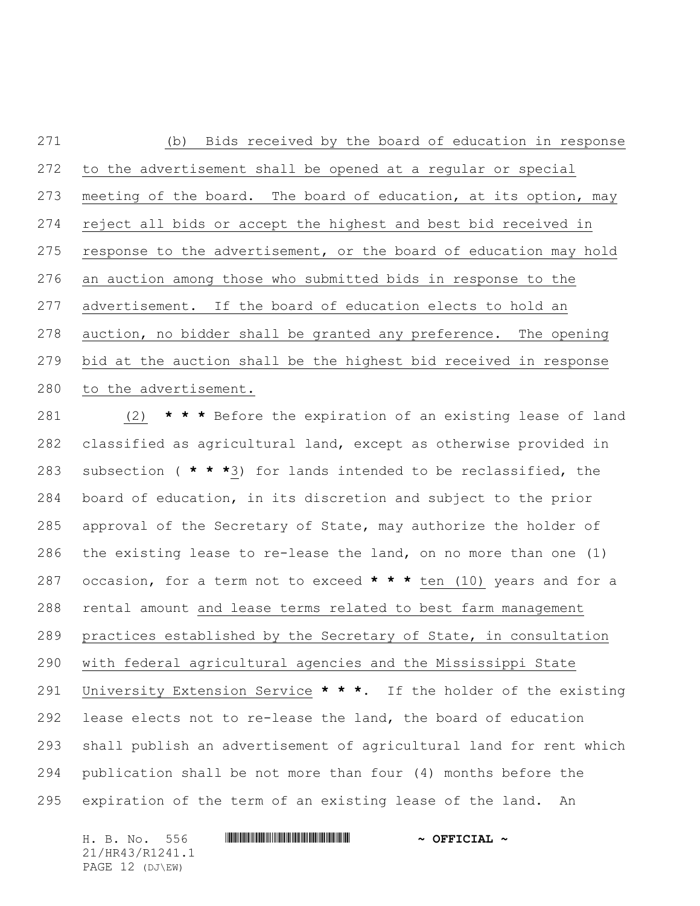(b) Bids received by the board of education in response to the advertisement shall be opened at a regular or special meeting of the board. The board of education, at its option, may reject all bids or accept the highest and best bid received in response to the advertisement, or the board of education may hold an auction among those who submitted bids in response to the advertisement. If the board of education elects to hold an auction, no bidder shall be granted any preference. The opening bid at the auction shall be the highest bid received in response to the advertisement.

(2) **\* \* \*** Before the expiration of an existing lease of land classified as agricultural land, except as otherwise provided in subsection ( **\* \* \***3) for lands intended to be reclassified, the board of education, in its discretion and subject to the prior approval of the Secretary of State, may authorize the holder of the existing lease to re-lease the land, on no more than one (1) occasion, for a term not to exceed **\* \* \*** ten (10) years and for a rental amount and lease terms related to best farm management practices established by the Secretary of State, in consultation with federal agricultural agencies and the Mississippi State University Extension Service **\* \* \***. If the holder of the existing lease elects not to re-lease the land, the board of education shall publish an advertisement of agricultural land for rent which publication shall be not more than four (4) months before the expiration of the term of an existing lease of the land. An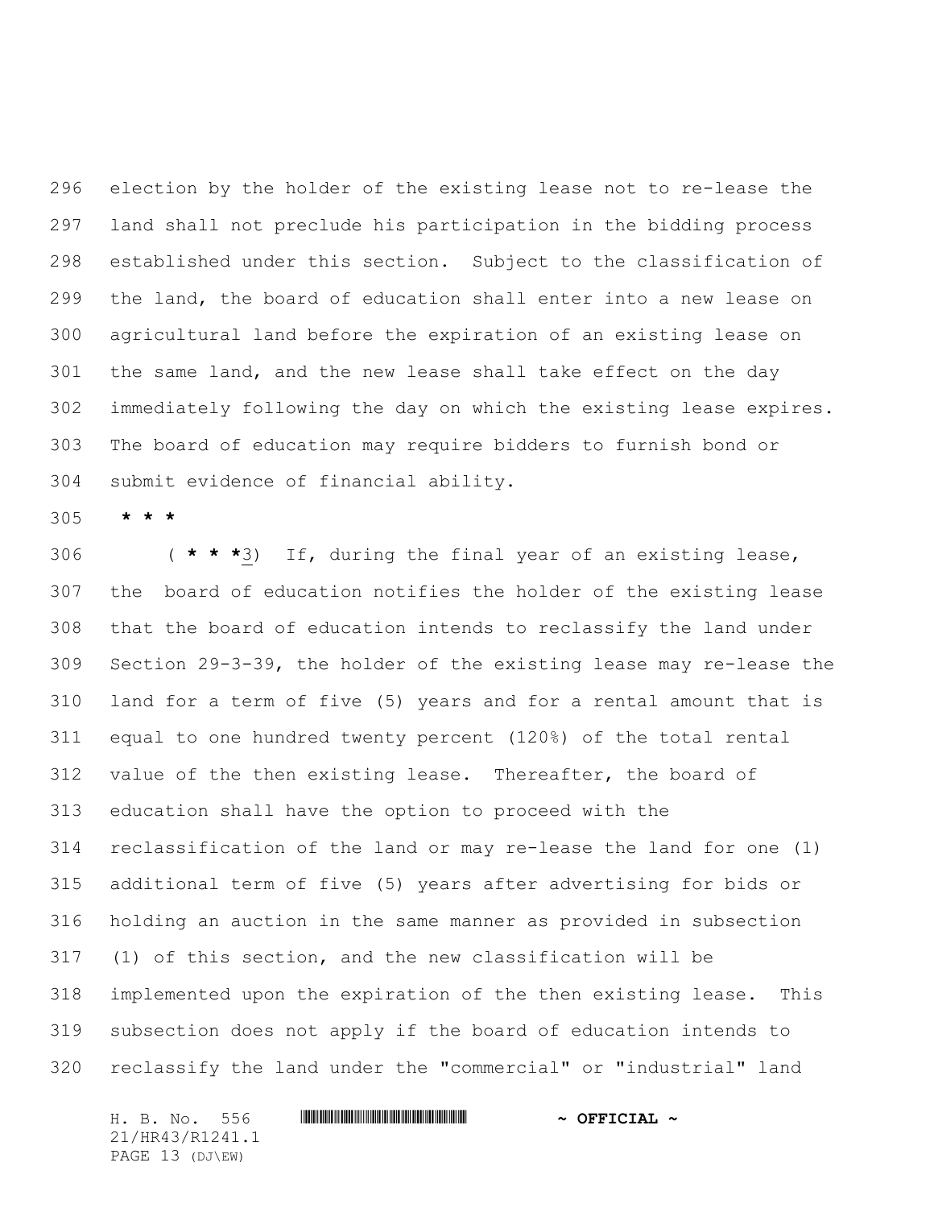election by the holder of the existing lease not to re-lease the land shall not preclude his participation in the bidding process established under this section. Subject to the classification of the land, the board of education shall enter into a new lease on agricultural land before the expiration of an existing lease on the same land, and the new lease shall take effect on the day immediately following the day on which the existing lease expires. The board of education may require bidders to furnish bond or submit evidence of financial ability.

**\* \* \***

( **\* \* \***3) If, during the final year of an existing lease, the board of education notifies the holder of the existing lease that the board of education intends to reclassify the land under Section 29-3-39, the holder of the existing lease may re-lease the land for a term of five (5) years and for a rental amount that is equal to one hundred twenty percent (120%) of the total rental value of the then existing lease. Thereafter, the board of education shall have the option to proceed with the reclassification of the land or may re-lease the land for one (1) additional term of five (5) years after advertising for bids or holding an auction in the same manner as provided in subsection (1) of this section, and the new classification will be implemented upon the expiration of the then existing lease. This subsection does not apply if the board of education intends to reclassify the land under the "commercial" or "industrial" land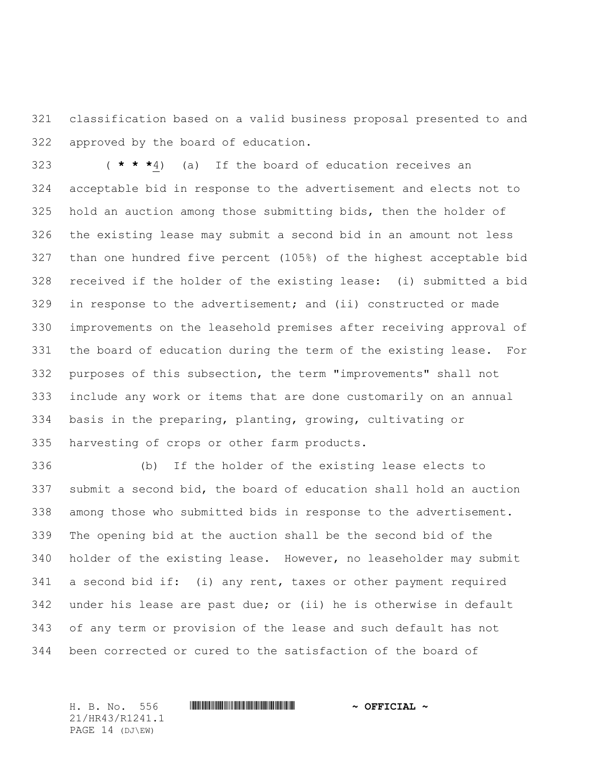classification based on a valid business proposal presented to and approved by the board of education.

( * * *4) (a) If the board of education receives an acceptable bid in response to the advertisement and elects not to hold an auction among those submitting bids, then the holder of the existing lease may submit a second bid in an amount not less than one hundred five percent (105%) of the highest acceptable bid received if the holder of the existing lease: (i) submitted a bid in response to the advertisement; and (ii) constructed or made improvements on the leasehold premises after receiving approval of the board of education during the term of the existing lease. For purposes of this subsection, the term "improvements" shall not include any work or items that are done customarily on an annual basis in the preparing, planting, growing, cultivating or harvesting of crops or other farm products.

(b) If the holder of the existing lease elects to submit a second bid, the board of education shall hold an auction among those who submitted bids in response to the advertisement. The opening bid at the auction shall be the second bid of the holder of the existing lease. However, no leaseholder may submit a second bid if: (i) any rent, taxes or other payment required under his lease are past due; or (ii) he is otherwise in default of any term or provision of the lease and such default has not been corrected or cured to the satisfaction of the board of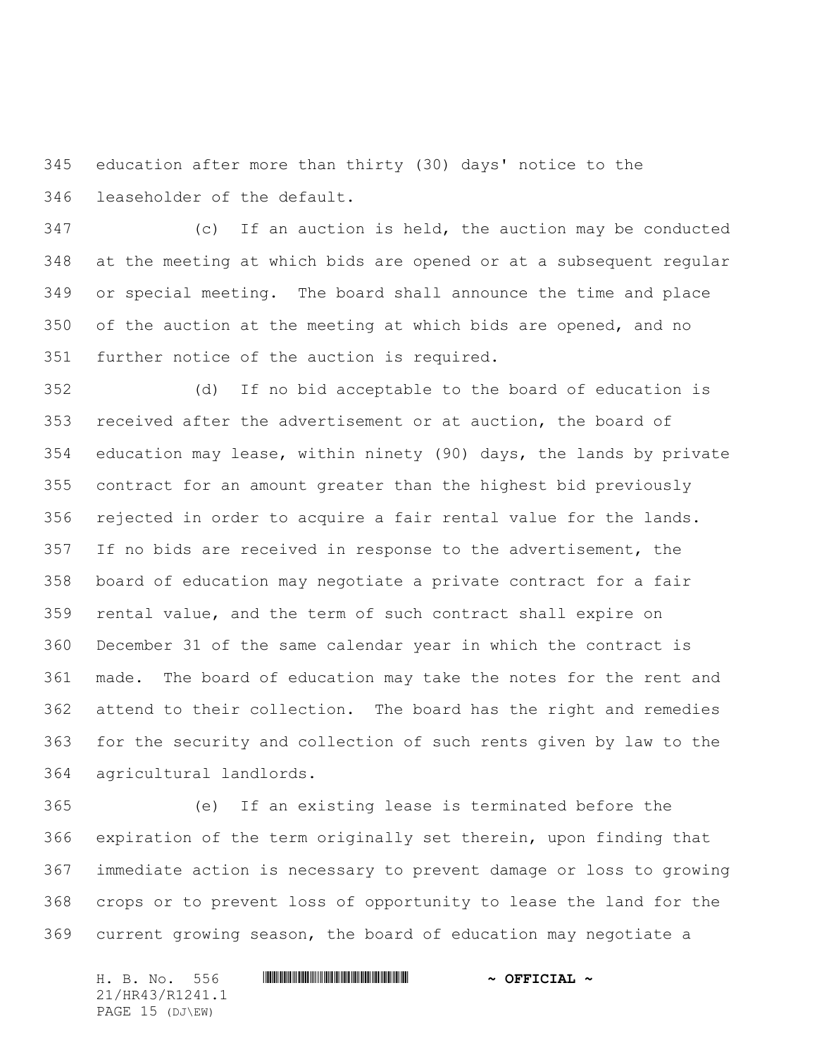education after more than thirty (30) days' notice to the leaseholder of the default.

(c) If an auction is held, the auction may be conducted at the meeting at which bids are opened or at a subsequent regular or special meeting. The board shall announce the time and place of the auction at the meeting at which bids are opened, and no further notice of the auction is required.

(d) If no bid acceptable to the board of education is received after the advertisement or at auction, the board of education may lease, within ninety (90) days, the lands by private contract for an amount greater than the highest bid previously rejected in order to acquire a fair rental value for the lands. If no bids are received in response to the advertisement, the board of education may negotiate a private contract for a fair rental value, and the term of such contract shall expire on December 31 of the same calendar year in which the contract is made. The board of education may take the notes for the rent and attend to their collection. The board has the right and remedies for the security and collection of such rents given by law to the agricultural landlords.

(e) If an existing lease is terminated before the expiration of the term originally set therein, upon finding that immediate action is necessary to prevent damage or loss to growing crops or to prevent loss of opportunity to lease the land for the current growing season, the board of education may negotiate a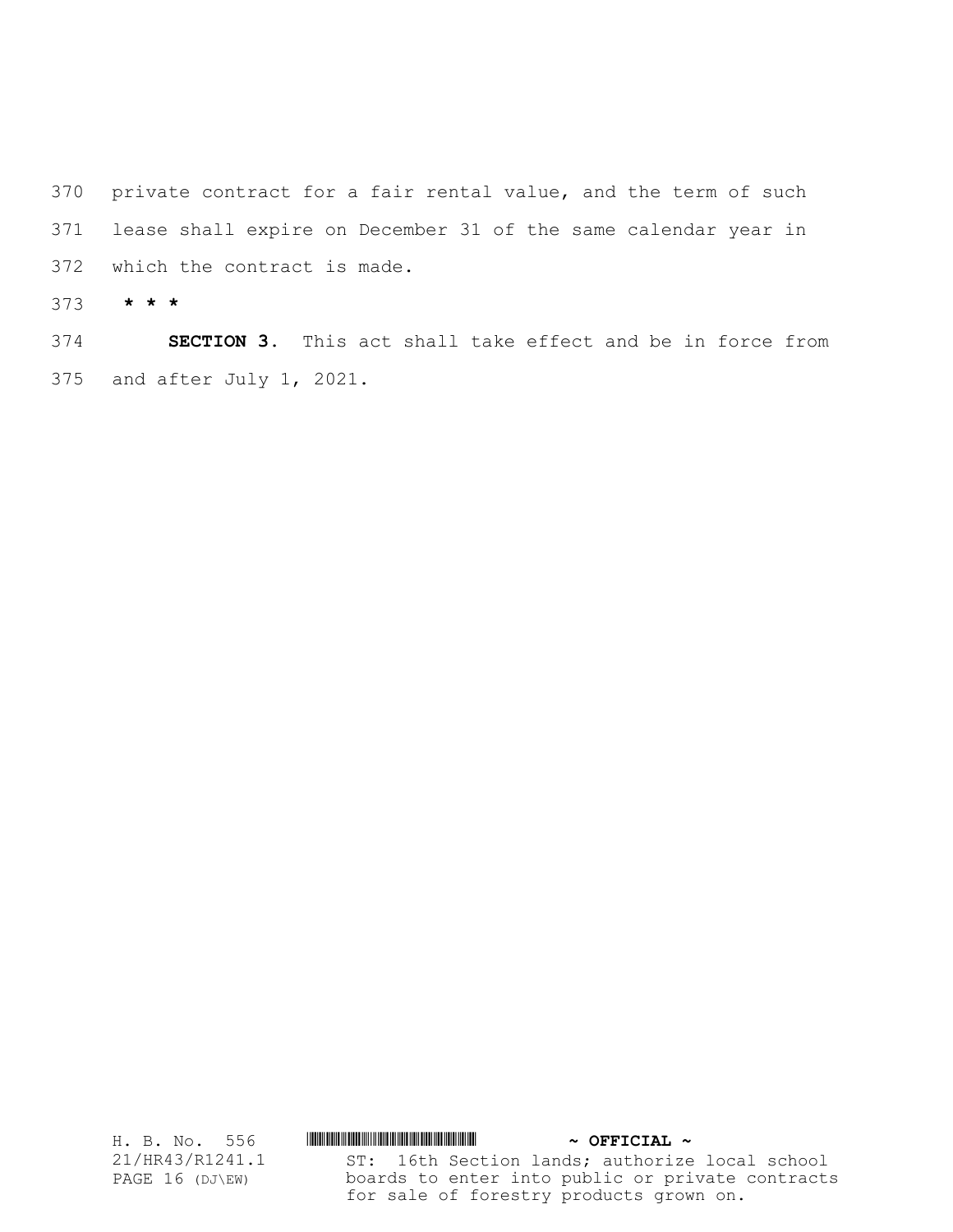private contract for a fair rental value, and the term of such lease shall expire on December 31 of the same calendar year in which the contract is made.

\* \* \*

**SECTION 3.** This act shall take effect and be in force from and after July 1, 2021.